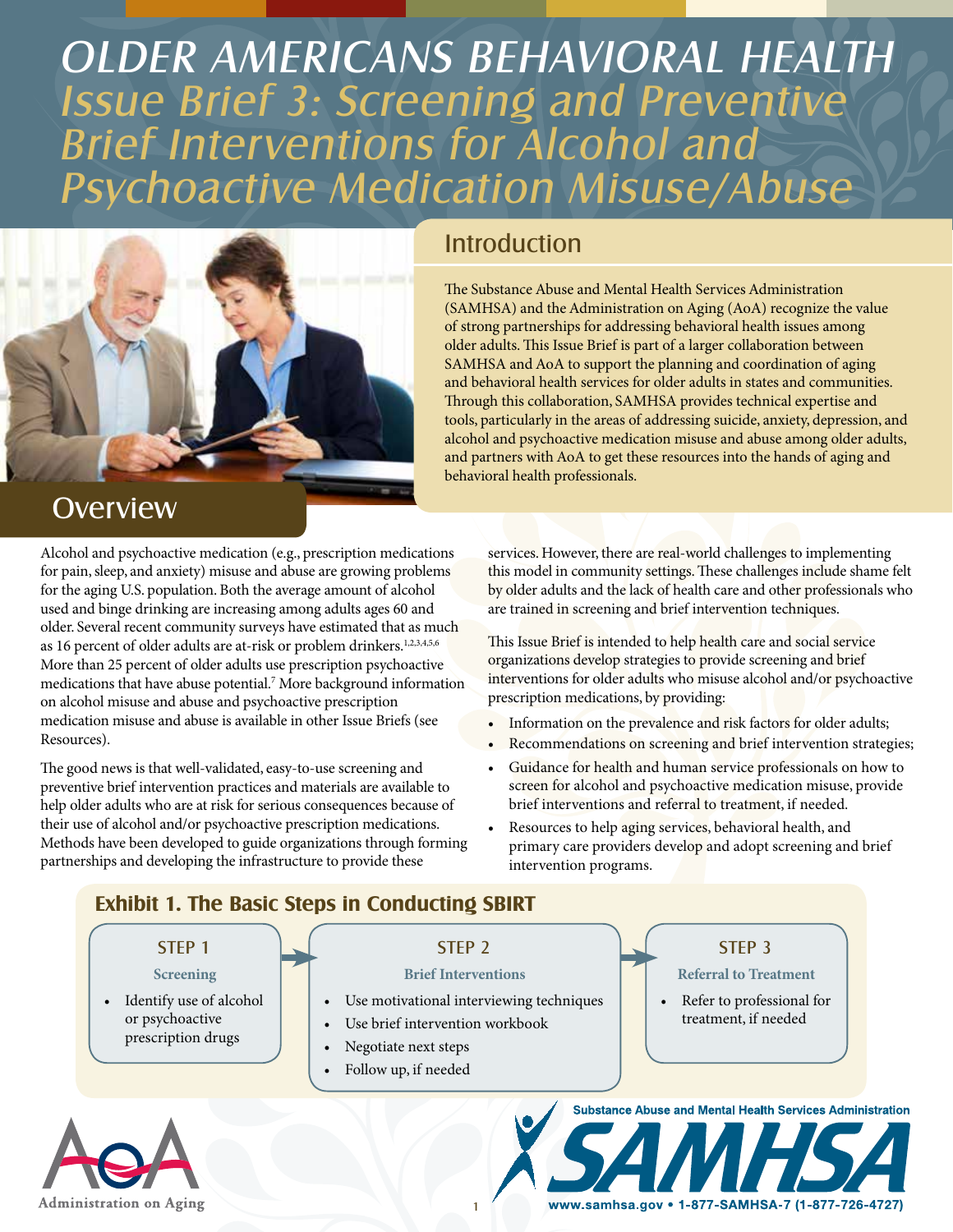# OLDER AMERICANS BEHAVIORAL HEALTH

## *Issue Brief 3: Screening and Preventive Brief Interventions for Alcohol and Psychoactive Medication Misuse/Abuse*

## Introduction

The Substance Abuse and Mental Health Services Administration (SAMHSA) and the Administration on Aging (AoA) recognize the value of strong partnerships for addressing behavioral health issues among older adults. This Issue Brief is part of a larger collaboration between SAMHSA and AoA to support the planning and coordination of aging and behavioral health services for older adults in states and communities. Through this collaboration, SAMHSA provides technical expertise and tools, particularly in the areas of addressing suicide, anxiety, depression, and alcohol and psychoactive medication misuse and abuse among older adults, and partners with AoA to get these resources into the hands of aging and behavioral health professionals.

## Overview

Alcohol and psychoactive medication (e.g., prescription medications for pain, sleep, and anxiety) misuse and abuse are growing problems for the aging U.S. population. Both the average amount of alcohol used and binge drinking are increasing among adults ages 60 and older. Several recent community surveys have estimated that as much as 16 percent of older adults are at-risk or problem drinkers.[1,2,3,4,5,6] More than 25 percent of older adults use prescription psychoactive medications that have abuse potential.[7] More background information on alcohol misuse and abuse and psychoactive prescription medication misuse and abuse is available in other Issue Briefs (see Resources).

The good news is that well-validated, easy-to-use screening and preventive brief intervention practices and materials are available to help older adults who are at risk for serious consequences because of their use of alcohol and/or psychoactive prescription medications. Methods have been developed to guide organizations through forming partnerships and developing the infrastructure to provide these services. However, there are real-world challenges to implementing this model in community settings. These challenges include shame felt by older adults and the lack of health care and other professionals who are trained in screening and brief intervention techniques.

This Issue Brief is intended to help health care and social service organizations develop strategies to provide screening and brief interventions for older adults who misuse alcohol and/or psychoactive prescription medications, by providing:

- Information on the prevalence and risk factors for older adults;
- Recommendations on screening and brief intervention strategies;
- Guidance for health and human service professionals on how to screen for alcohol and psychoactive medication misuse, provide brief interventions and referral to treatment, if needed.
- Resources to help aging services, behavioral health, and primary care providers develop and adopt screening and brief intervention programs.

### Exhibit 1. The Basic Steps in Conducting SBIRT

**STEP 1 — Screening**
- Identify use of alcohol or psychoactive prescription drugs

**STEP 2 — Brief Interventions**
- Use motivational interviewing techniques
- Use brief intervention workbook
- Negotiate next steps
- Follow up, if needed

**STEP 3 — Referral to Treatment**
- Refer to professional for treatment, if needed

Administration on Aging

Substance Abuse and Mental Health Services Administration — SAMHSA — www.samhsa.gov • 1-877-SAMHSA-7 (1-877-726-4727)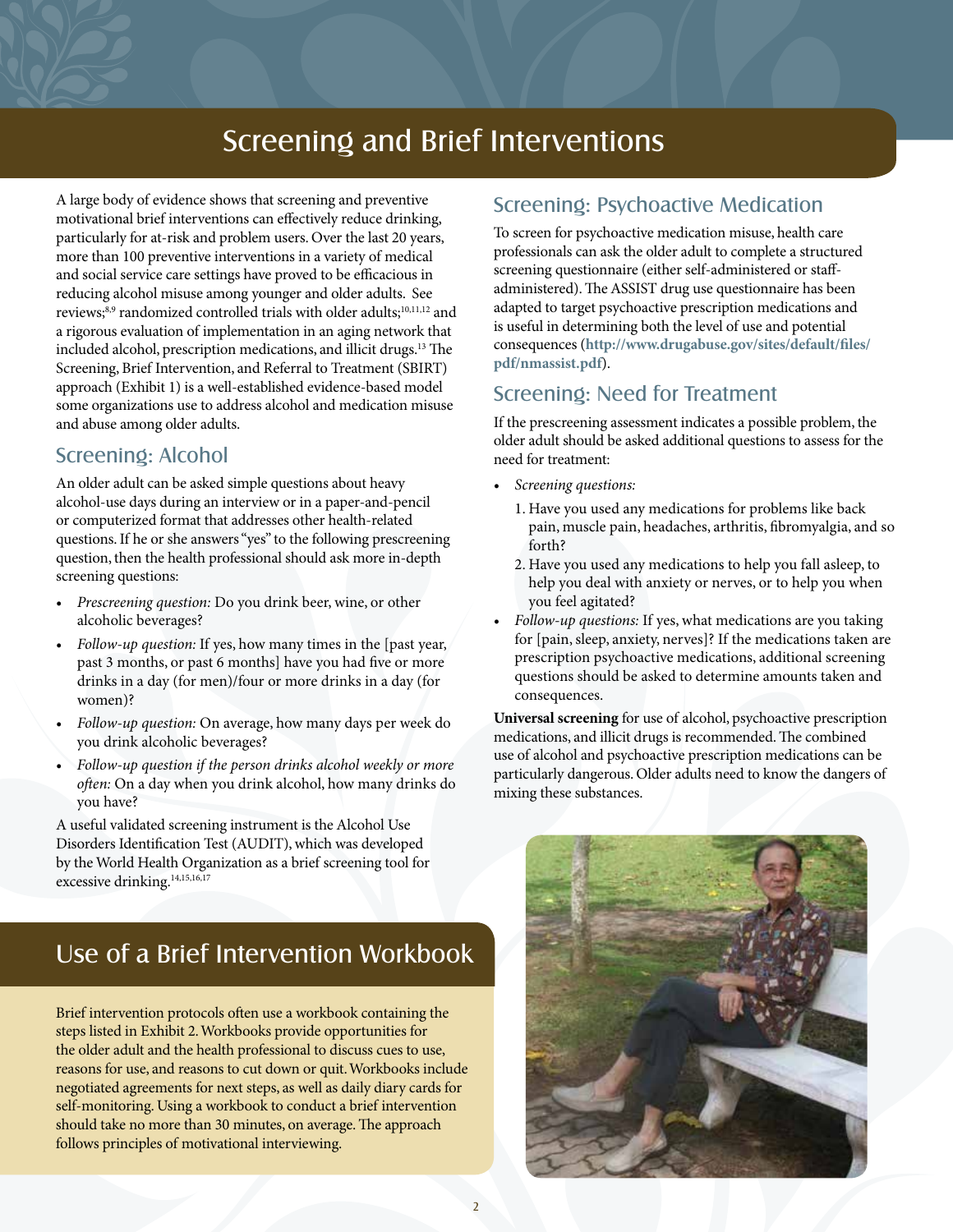# Screening and Brief Interventions

A large body of evidence shows that screening and preventive motivational brief interventions can effectively reduce drinking, particularly for at-risk and problem users. Over the last 20 years, more than 100 preventive interventions in a variety of medical and social service care settings have proved to be efficacious in reducing alcohol misuse among younger and older adults. See reviews;[8,9] randomized controlled trials with older adults;[10,11,12] and a rigorous evaluation of implementation in an aging network that included alcohol, prescription medications, and illicit drugs.[13] The Screening, Brief Intervention, and Referral to Treatment (SBIRT) approach (Exhibit 1) is a well-established evidence-based model some organizations use to address alcohol and medication misuse and abuse among older adults.

## Screening: Alcohol

An older adult can be asked simple questions about heavy alcohol-use days during an interview or in a paper-and-pencil or computerized format that addresses other health-related questions. If he or she answers "yes" to the following prescreening question, then the health professional should ask more in-depth screening questions:

- *Prescreening question:* Do you drink beer, wine, or other alcoholic beverages?
- *Follow-up question:* If yes, how many times in the [past year, past 3 months, or past 6 months] have you had five or more drinks in a day (for men)/four or more drinks in a day (for women)?
- *Follow-up question:* On average, how many days per week do you drink alcoholic beverages?
- *Follow-up question if the person drinks alcohol weekly or more often:* On a day when you drink alcohol, how many drinks do you have?

A useful validated screening instrument is the Alcohol Use Disorders Identification Test (AUDIT), which was developed by the World Health Organization as a brief screening tool for excessive drinking.[14,15,16,17]

## Screening: Psychoactive Medication

To screen for psychoactive medication misuse, health care professionals can ask the older adult to complete a structured screening questionnaire (either self-administered or staff-administered). The ASSIST drug use questionnaire has been adapted to target psychoactive prescription medications and is useful in determining both the level of use and potential consequences (**http://www.drugabuse.gov/sites/default/files/pdf/nmassist.pdf**).

## Screening: Need for Treatment

If the prescreening assessment indicates a possible problem, the older adult should be asked additional questions to assess for the need for treatment:

- *Screening questions:*
  1. Have you used any medications for problems like back pain, muscle pain, headaches, arthritis, fibromyalgia, and so forth?
  2. Have you used any medications to help you fall asleep, to help you deal with anxiety or nerves, or to help you when you feel agitated?
- *Follow-up questions:* If yes, what medications are you taking for [pain, sleep, anxiety, nerves]? If the medications taken are prescription psychoactive medications, additional screening questions should be asked to determine amounts taken and consequences.

**Universal screening** for use of alcohol, psychoactive prescription medications, and illicit drugs is recommended. The combined use of alcohol and psychoactive prescription medications can be particularly dangerous. Older adults need to know the dangers of mixing these substances.

# Use of a Brief Intervention Workbook

Brief intervention protocols often use a workbook containing the steps listed in Exhibit 2. Workbooks provide opportunities for the older adult and the health professional to discuss cues to use, reasons for use, and reasons to cut down or quit. Workbooks include negotiated agreements for next steps, as well as daily diary cards for self-monitoring. Using a workbook to conduct a brief intervention should take no more than 30 minutes, on average. The approach follows principles of motivational interviewing.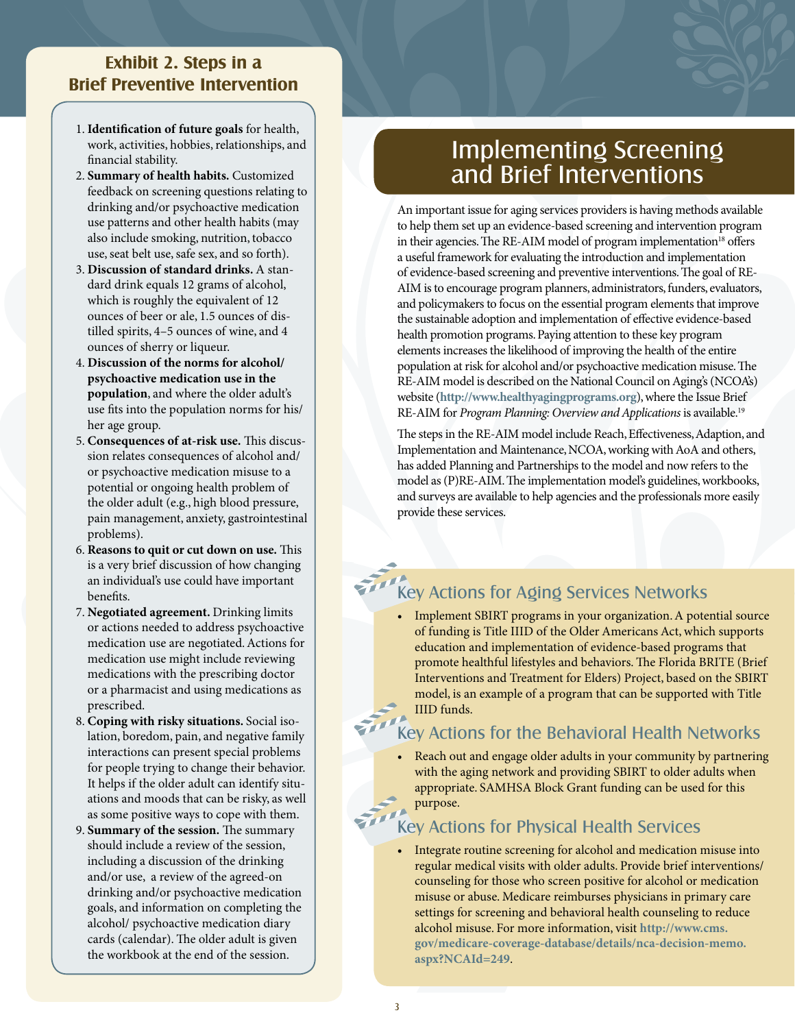## Exhibit 2. Steps in a Brief Preventive Intervention

1. **Identification of future goals** for health, work, activities, hobbies, relationships, and financial stability.
2. **Summary of health habits.** Customized feedback on screening questions relating to drinking and/or psychoactive medication use patterns and other health habits (may also include smoking, nutrition, tobacco use, seat belt use, safe sex, and so forth).
3. **Discussion of standard drinks.** A standard drink equals 12 grams of alcohol, which is roughly the equivalent of 12 ounces of beer or ale, 1.5 ounces of distilled spirits, 4–5 ounces of wine, and 4 ounces of sherry or liqueur.
4. **Discussion of the norms for alcohol/psychoactive medication use in the population**, and where the older adult's use fits into the population norms for his/her age group.
5. **Consequences of at-risk use.** This discussion relates consequences of alcohol and/or psychoactive medication misuse to a potential or ongoing health problem of the older adult (e.g., high blood pressure, pain management, anxiety, gastrointestinal problems).
6. **Reasons to quit or cut down on use.** This is a very brief discussion of how changing an individual's use could have important benefits.
7. **Negotiated agreement.** Drinking limits or actions needed to address psychoactive medication use are negotiated. Actions for medication use might include reviewing medications with the prescribing doctor or a pharmacist and using medications as prescribed.
8. **Coping with risky situations.** Social isolation, boredom, pain, and negative family interactions can present special problems for people trying to change their behavior. It helps if the older adult can identify situations and moods that can be risky, as well as some positive ways to cope with them.
9. **Summary of the session.** The summary should include a review of the session, including a discussion of the drinking and/or use, a review of the agreed-on drinking and/or psychoactive medication goals, and information on completing the alcohol/ psychoactive medication diary cards (calendar). The older adult is given the workbook at the end of the session.

# Implementing Screening and Brief Interventions

An important issue for aging services providers is having methods available to help them set up an evidence-based screening and intervention program in their agencies. The RE-AIM model of program implementation[18] offers a useful framework for evaluating the introduction and implementation of evidence-based screening and preventive interventions. The goal of RE-AIM is to encourage program planners, administrators, funders, evaluators, and policymakers to focus on the essential program elements that improve the sustainable adoption and implementation of effective evidence-based health promotion programs. Paying attention to these key program elements increases the likelihood of improving the health of the entire population at risk for alcohol and/or psychoactive medication misuse. The RE-AIM model is described on the National Council on Aging's (NCOA's) website (**http://www.healthyagingprograms.org**), where the Issue Brief RE-AIM for *Program Planning: Overview and Applications* is available.[19]

The steps in the RE-AIM model include Reach, Effectiveness, Adaption, and Implementation and Maintenance, NCOA, working with AoA and others, has added Planning and Partnerships to the model and now refers to the model as (P)RE-AIM. The implementation model's guidelines, workbooks, and surveys are available to help agencies and the professionals more easily provide these services.

## Key Actions for Aging Services Networks

- Implement SBIRT programs in your organization. A potential source of funding is Title IIID of the Older Americans Act, which supports education and implementation of evidence-based programs that promote healthful lifestyles and behaviors. The Florida BRITE (Brief Interventions and Treatment for Elders) Project, based on the SBIRT model, is an example of a program that can be supported with Title IIID funds.

## Key Actions for the Behavioral Health Networks

- Reach out and engage older adults in your community by partnering with the aging network and providing SBIRT to older adults when appropriate. SAMHSA Block Grant funding can be used for this purpose.

## Key Actions for Physical Health Services

- Integrate routine screening for alcohol and medication misuse into regular medical visits with older adults. Provide brief interventions/counseling for those who screen positive for alcohol or medication misuse or abuse. Medicare reimburses physicians in primary care settings for screening and behavioral health counseling to reduce alcohol misuse. For more information, visit **http://www.cms.gov/medicare-coverage-database/details/nca-decision-memo.aspx?NCAId=249**.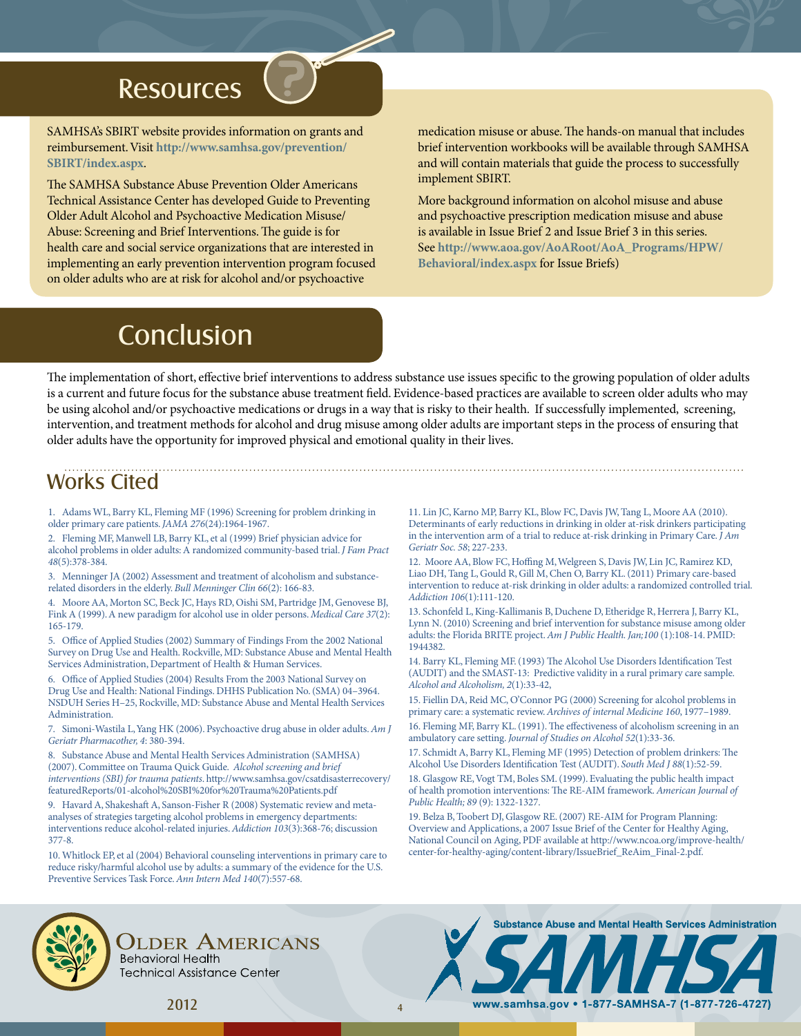## Resources

SAMHSA's SBIRT website provides information on grants and reimbursement. Visit **http://www.samhsa.gov/prevention/SBIRT/index.aspx**.

The SAMHSA Substance Abuse Prevention Older Americans Technical Assistance Center has developed Guide to Preventing Older Adult Alcohol and Psychoactive Medication Misuse/Abuse: Screening and Brief Interventions. The guide is for health care and social service organizations that are interested in implementing an early prevention intervention program focused on older adults who are at risk for alcohol and/or psychoactive medication misuse or abuse. The hands-on manual that includes brief intervention workbooks will be available through SAMHSA and will contain materials that guide the process to successfully implement SBIRT.

More background information on alcohol misuse and abuse and psychoactive prescription medication misuse and abuse is available in Issue Brief 2 and Issue Brief 3 in this series. See **http://www.aoa.gov/AoARoot/AoA_Programs/HPW/Behavioral/index.aspx** for Issue Briefs)

## Conclusion

The implementation of short, effective brief interventions to address substance use issues specific to the growing population of older adults is a current and future focus for the substance abuse treatment field. Evidence-based practices are available to screen older adults who may be using alcohol and/or psychoactive medications or drugs in a way that is risky to their health. If successfully implemented, screening, intervention, and treatment methods for alcohol and drug misuse among older adults are important steps in the process of ensuring that older adults have the opportunity for improved physical and emotional quality in their lives.

## Works Cited

1. Adams WL, Barry KL, Fleming MF (1996) Screening for problem drinking in older primary care patients. *JAMA 276*(24):1964-1967.
2. Fleming MF, Manwell LB, Barry KL, et al (1999) Brief physician advice for alcohol problems in older adults: A randomized community-based trial. *J Fam Pract 48*(5):378-384.
3. Menninger JA (2002) Assessment and treatment of alcoholism and substance-related disorders in the elderly. *Bull Menninger Clin 66*(2): 166-83.
4. Moore AA, Morton SC, Beck JC, Hays RD, Oishi SM, Partridge JM, Genovese BJ, Fink A (1999). A new paradigm for alcohol use in older persons. *Medical Care 37*(2): 165-179.
5. Office of Applied Studies (2002) Summary of Findings From the 2002 National Survey on Drug Use and Health. Rockville, MD: Substance Abuse and Mental Health Services Administration, Department of Health & Human Services.
6. Office of Applied Studies (2004) Results From the 2003 National Survey on Drug Use and Health: National Findings. DHHS Publication No. (SMA) 04–3964. NSDUH Series H–25, Rockville, MD: Substance Abuse and Mental Health Services Administration.
7. Simoni-Wastila L, Yang HK (2006). Psychoactive drug abuse in older adults. *Am J Geriatr Pharmacother, 4*: 380-394.
8. Substance Abuse and Mental Health Services Administration (SAMHSA) (2007). Committee on Trauma Quick Guide. *Alcohol screening and brief interventions (SBI) for trauma patients*. http://www.samhsa.gov/csatdisasterrecovery/featuredReports/01-alcohol%20SBI%20for%20Trauma%20Patients.pdf
9. Havard A, Shakeshaft A, Sanson-Fisher R (2008) Systematic review and meta-analyses of strategies targeting alcohol problems in emergency departments: interventions reduce alcohol-related injuries. *Addiction 103*(3):368-76; discussion 377-8.
10. Whitlock EP, et al (2004) Behavioral counseling interventions in primary care to reduce risky/harmful alcohol use by adults: a summary of the evidence for the U.S. Preventive Services Task Force. *Ann Intern Med 140*(7):557-68.
11. Lin JC, Karno MP, Barry KL, Blow FC, Davis JW, Tang L, Moore AA (2010). Determinants of early reductions in drinking in older at-risk drinkers participating in the intervention arm of a trial to reduce at-risk drinking in Primary Care. *J Am Geriatr Soc. 58*; 227-233.
12. Moore AA, Blow FC, Hoffing M, Welgreen S, Davis JW, Lin JC, Ramirez KD, Liao DH, Tang L, Gould R, Gill M, Chen O, Barry KL. (2011) Primary care-based intervention to reduce at-risk drinking in older adults: a randomized controlled trial. *Addiction 106*(1):111-120.
13. Schonfeld L, King-Kallimanis B, Duchene D, Etheridge R, Herrera J, Barry KL, Lynn N. (2010) Screening and brief intervention for substance misuse among older adults: the Florida BRITE project. *Am J Public Health. Jan;100* (1):108-14. PMID: 1944382.
14. Barry KL, Fleming MF. (1993) The Alcohol Use Disorders Identification Test (AUDIT) and the SMAST-13: Predictive validity in a rural primary care sample. *Alcohol and Alcoholism, 2*(1):33-42,
15. Fiellin DA, Reid MC, O'Connor PG (2000) Screening for alcohol problems in primary care: a systematic review. *Archives of internal Medicine 160*, 1977–1989.
16. Fleming MF, Barry KL. (1991). The effectiveness of alcoholism screening in an ambulatory care setting. *Journal of Studies on Alcohol 52*(1):33-36.
17. Schmidt A, Barry KL, Fleming MF (1995) Detection of problem drinkers: The Alcohol Use Disorders Identification Test (AUDIT). *South Med J 88*(1):52-59.
18. Glasgow RE, Vogt TM, Boles SM. (1999). Evaluating the public health impact of health promotion interventions: The RE-AIM framework. *American Journal of Public Health; 89* (9): 1322-1327.
19. Belza B, Toobert DJ, Glasgow RE. (2007) RE-AIM for Program Planning: Overview and Applications, a 2007 Issue Brief of the Center for Healthy Aging, National Council on Aging, PDF available at http://www.ncoa.org/improve-health/center-for-healthy-aging/content-library/IssueBrief_ReAim_Final-2.pdf.

Older Americans Behavioral Health Technical Assistance Center

2012

Substance Abuse and Mental Health Services Administration
SAMHSA
www.samhsa.gov • 1-877-SAMHSA-7 (1-877-726-4727)